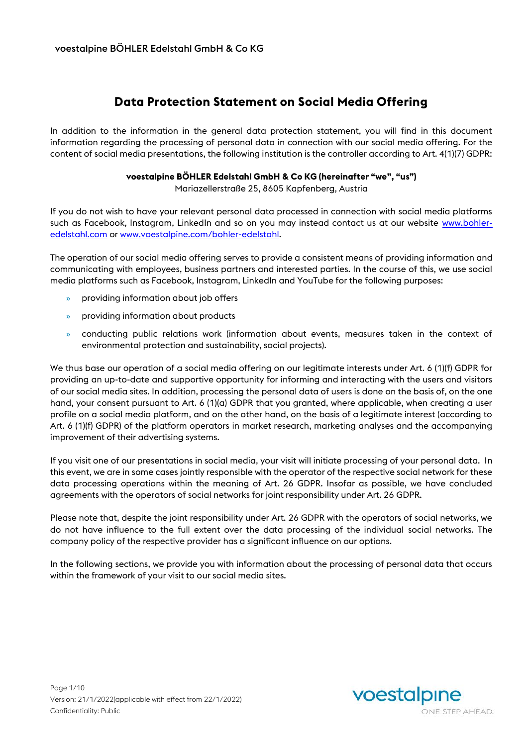voestalpine BÖHLER Edelstahl GmbH & Co KG

# Data Protection Statement on Social Media Offering

In addition to the information in the general data protection statement, you will find in this document information regarding the processing of personal data in connection with our social media offering. For the content of social media presentations, the following institution is the controller according to Art. 4(1)(7) GDPR:

**voestalpine BÖHLER Edelstahl GmbH & Co KG (hereinafter "we", "us")**
Mariazellerstraße 25, 8605 Kapfenberg, Austria

If you do not wish to have your relevant personal data processed in connection with social media platforms such as Facebook, Instagram, LinkedIn and so on you may instead contact us at our website [www.bohler-edelstahl.com](http://www.bohler-edelstahl.com) or [www.voestalpine.com/bohler-edelstahl](http://www.voestalpine.com/bohler-edelstahl).

The operation of our social media offering serves to provide a consistent means of providing information and communicating with employees, business partners and interested parties. In the course of this, we use social media platforms such as Facebook, Instagram, LinkedIn and YouTube for the following purposes:

- providing information about job offers
- providing information about products
- conducting public relations work (information about events, measures taken in the context of environmental protection and sustainability, social projects).

We thus base our operation of a social media offering on our legitimate interests under Art. 6 (1)(f) GDPR for providing an up-to-date and supportive opportunity for informing and interacting with the users and visitors of our social media sites. In addition, processing the personal data of users is done on the basis of, on the one hand, your consent pursuant to Art. 6 (1)(a) GDPR that you granted, where applicable, when creating a user profile on a social media platform, and on the other hand, on the basis of a legitimate interest (according to Art. 6 (1)(f) GDPR) of the platform operators in market research, marketing analyses and the accompanying improvement of their advertising systems.

If you visit one of our presentations in social media, your visit will initiate processing of your personal data. In this event, we are in some cases jointly responsible with the operator of the respective social network for these data processing operations within the meaning of Art. 26 GDPR. Insofar as possible, we have concluded agreements with the operators of social networks for joint responsibility under Art. 26 GDPR.

Please note that, despite the joint responsibility under Art. 26 GDPR with the operators of social networks, we do not have influence to the full extent over the data processing of the individual social networks. The company policy of the respective provider has a significant influence on our options.

In the following sections, we provide you with information about the processing of personal data that occurs within the framework of your visit to our social media sites.

Version: 21/1/2022(applicable with effect from 22/1/2022)
Confidentiality: Public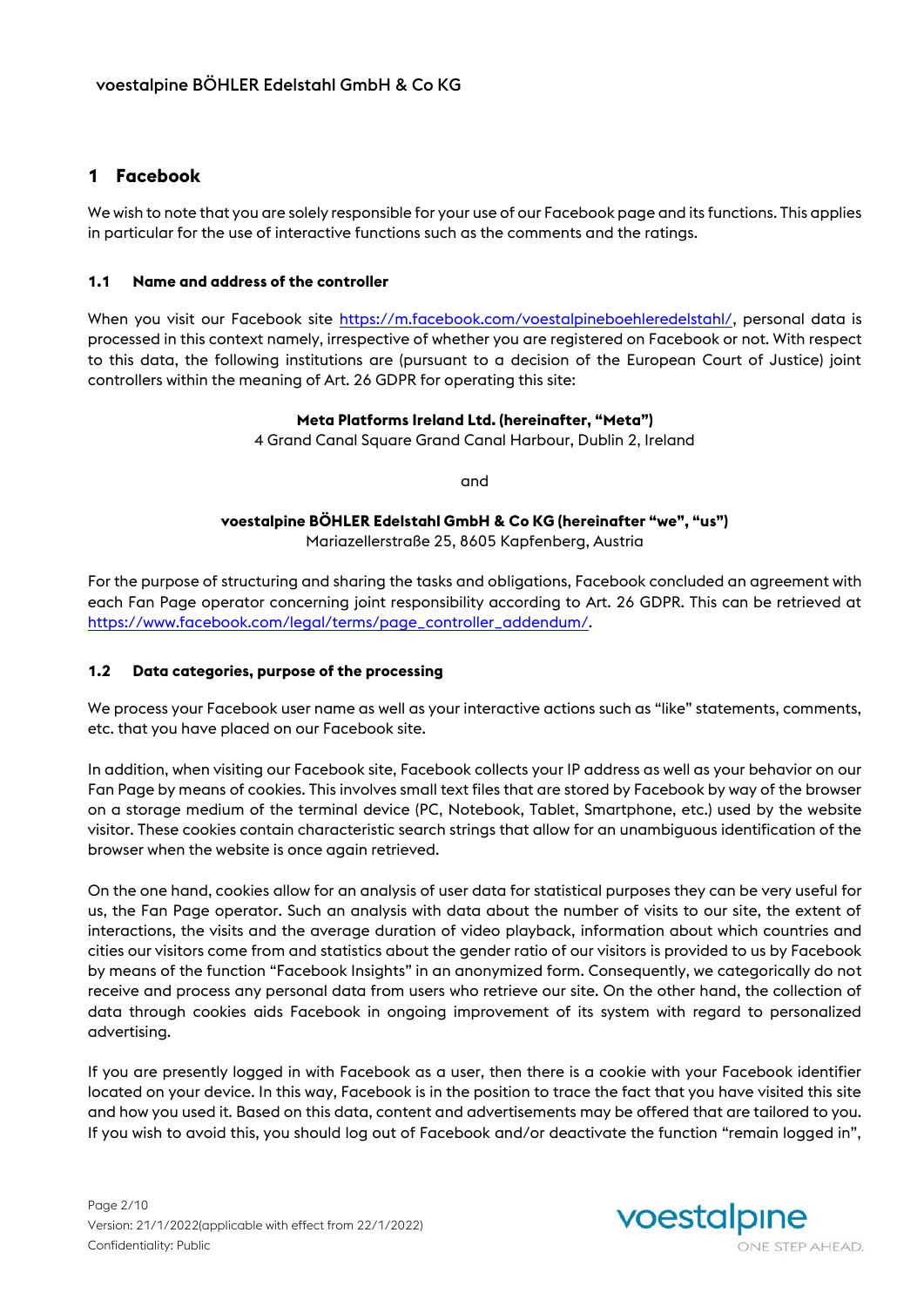## 1 Facebook

We wish to note that you are solely responsible for your use of our Facebook page and its functions. This applies in particular for the use of interactive functions such as the comments and the ratings.

### 1.1 Name and address of the controller

When you visit our Facebook site https://m.facebook.com/voestalpineboehleredelstahl/, personal data is processed in this context namely, irrespective of whether you are registered on Facebook or not. With respect to this data, the following institutions are (pursuant to a decision of the European Court of Justice) joint controllers within the meaning of Art. 26 GDPR for operating this site:

**Meta Platforms Ireland Ltd. (hereinafter, "Meta")**
4 Grand Canal Square Grand Canal Harbour, Dublin 2, Ireland

and

**voestalpine BÖHLER Edelstahl GmbH & Co KG (hereinafter "we", "us")**
Mariazellerstraße 25, 8605 Kapfenberg, Austria

For the purpose of structuring and sharing the tasks and obligations, Facebook concluded an agreement with each Fan Page operator concerning joint responsibility according to Art. 26 GDPR. This can be retrieved at https://www.facebook.com/legal/terms/page_controller_addendum/.

### 1.2 Data categories, purpose of the processing

We process your Facebook user name as well as your interactive actions such as "like" statements, comments, etc. that you have placed on our Facebook site.

In addition, when visiting our Facebook site, Facebook collects your IP address as well as your behavior on our Fan Page by means of cookies. This involves small text files that are stored by Facebook by way of the browser on a storage medium of the terminal device (PC, Notebook, Tablet, Smartphone, etc.) used by the website visitor. These cookies contain characteristic search strings that allow for an unambiguous identification of the browser when the website is once again retrieved.

On the one hand, cookies allow for an analysis of user data for statistical purposes they can be very useful for us, the Fan Page operator. Such an analysis with data about the number of visits to our site, the extent of interactions, the visits and the average duration of video playback, information about which countries and cities our visitors come from and statistics about the gender ratio of our visitors is provided to us by Facebook by means of the function "Facebook Insights" in an anonymized form. Consequently, we categorically do not receive and process any personal data from users who retrieve our site. On the other hand, the collection of data through cookies aids Facebook in ongoing improvement of its system with regard to personalized advertising.

If you are presently logged in with Facebook as a user, then there is a cookie with your Facebook identifier located on your device. In this way, Facebook is in the position to trace the fact that you have visited this site and how you used it. Based on this data, content and advertisements may be offered that are tailored to you. If you wish to avoid this, you should log out of Facebook and/or deactivate the function "remain logged in",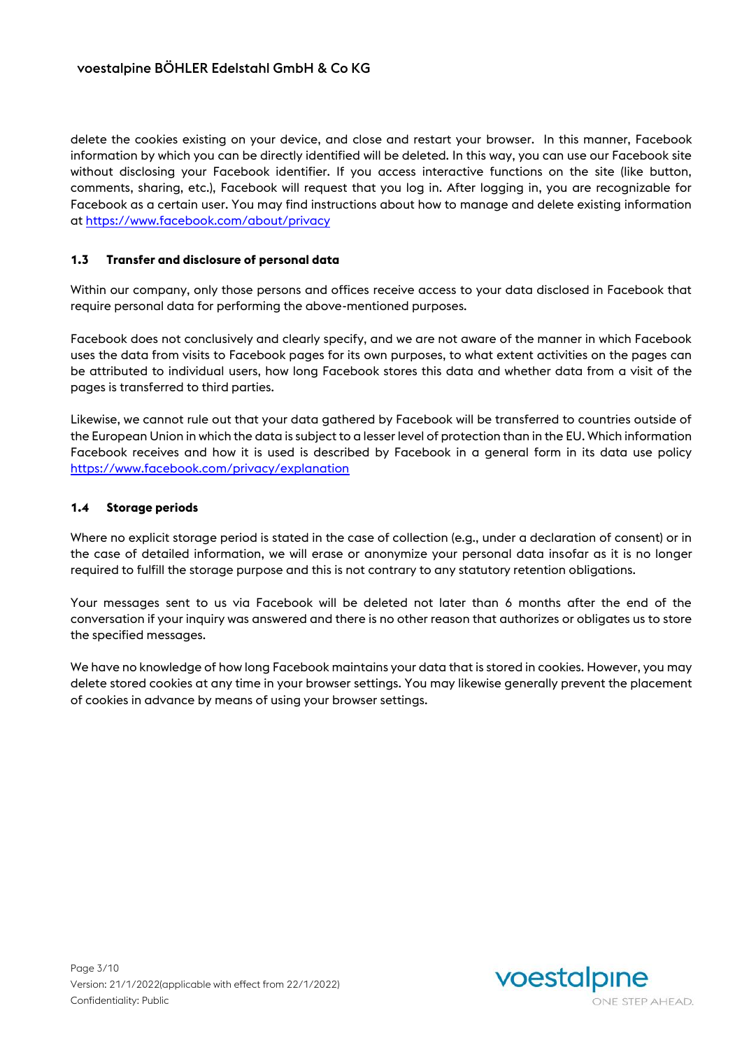delete the cookies existing on your device, and close and restart your browser. In this manner, Facebook information by which you can be directly identified will be deleted. In this way, you can use our Facebook site without disclosing your Facebook identifier. If you access interactive functions on the site (like button, comments, sharing, etc.), Facebook will request that you log in. After logging in, you are recognizable for Facebook as a certain user. You may find instructions about how to manage and delete existing information at https://www.facebook.com/about/privacy

### 1.3 Transfer and disclosure of personal data

Within our company, only those persons and offices receive access to your data disclosed in Facebook that require personal data for performing the above-mentioned purposes.

Facebook does not conclusively and clearly specify, and we are not aware of the manner in which Facebook uses the data from visits to Facebook pages for its own purposes, to what extent activities on the pages can be attributed to individual users, how long Facebook stores this data and whether data from a visit of the pages is transferred to third parties.

Likewise, we cannot rule out that your data gathered by Facebook will be transferred to countries outside of the European Union in which the data is subject to a lesser level of protection than in the EU. Which information Facebook receives and how it is used is described by Facebook in a general form in its data use policy https://www.facebook.com/privacy/explanation

### 1.4 Storage periods

Where no explicit storage period is stated in the case of collection (e.g., under a declaration of consent) or in the case of detailed information, we will erase or anonymize your personal data insofar as it is no longer required to fulfill the storage purpose and this is not contrary to any statutory retention obligations.

Your messages sent to us via Facebook will be deleted not later than 6 months after the end of the conversation if your inquiry was answered and there is no other reason that authorizes or obligates us to store the specified messages.

We have no knowledge of how long Facebook maintains your data that is stored in cookies. However, you may delete stored cookies at any time in your browser settings. You may likewise generally prevent the placement of cookies in advance by means of using your browser settings.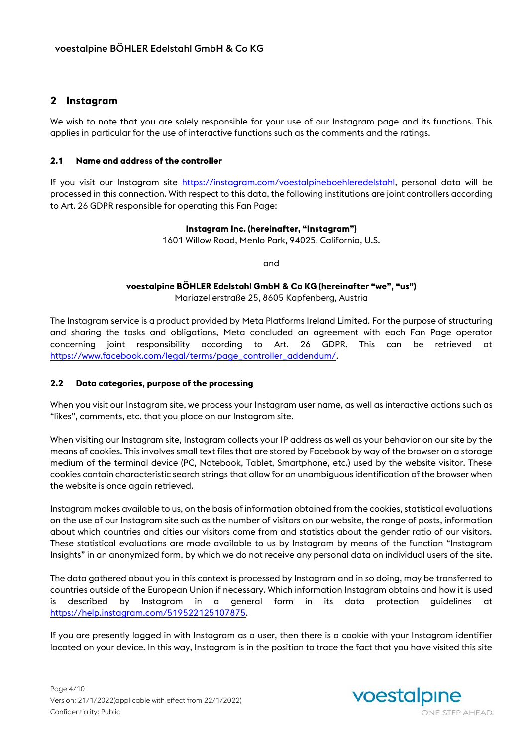## 2 Instagram

We wish to note that you are solely responsible for your use of our Instagram page and its functions. This applies in particular for the use of interactive functions such as the comments and the ratings.

### 2.1 Name and address of the controller

If you visit our Instagram site https://instagram.com/voestalpineboehleredelstahl, personal data will be processed in this connection. With respect to this data, the following institutions are joint controllers according to Art. 26 GDPR responsible for operating this Fan Page:

**Instagram Inc. (hereinafter, "Instagram")**
1601 Willow Road, Menlo Park, 94025, California, U.S.

and

**voestalpine BÖHLER Edelstahl GmbH & Co KG (hereinafter "we", "us")**
Mariazellerstraße 25, 8605 Kapfenberg, Austria

The Instagram service is a product provided by Meta Platforms Ireland Limited. For the purpose of structuring and sharing the tasks and obligations, Meta concluded an agreement with each Fan Page operator concerning joint responsibility according to Art. 26 GDPR. This can be retrieved at https://www.facebook.com/legal/terms/page_controller_addendum/.

### 2.2 Data categories, purpose of the processing

When you visit our Instagram site, we process your Instagram user name, as well as interactive actions such as "likes", comments, etc. that you place on our Instagram site.

When visiting our Instagram site, Instagram collects your IP address as well as your behavior on our site by the means of cookies. This involves small text files that are stored by Facebook by way of the browser on a storage medium of the terminal device (PC, Notebook, Tablet, Smartphone, etc.) used by the website visitor. These cookies contain characteristic search strings that allow for an unambiguous identification of the browser when the website is once again retrieved.

Instagram makes available to us, on the basis of information obtained from the cookies, statistical evaluations on the use of our Instagram site such as the number of visitors on our website, the range of posts, information about which countries and cities our visitors come from and statistics about the gender ratio of our visitors. These statistical evaluations are made available to us by Instagram by means of the function "Instagram Insights" in an anonymized form, by which we do not receive any personal data on individual users of the site.

The data gathered about you in this context is processed by Instagram and in so doing, may be transferred to countries outside of the European Union if necessary. Which information Instagram obtains and how it is used is described by Instagram in a general form in its data protection guidelines at https://help.instagram.com/519522125107875.

If you are presently logged in with Instagram as a user, then there is a cookie with your Instagram identifier located on your device. In this way, Instagram is in the position to trace the fact that you have visited this site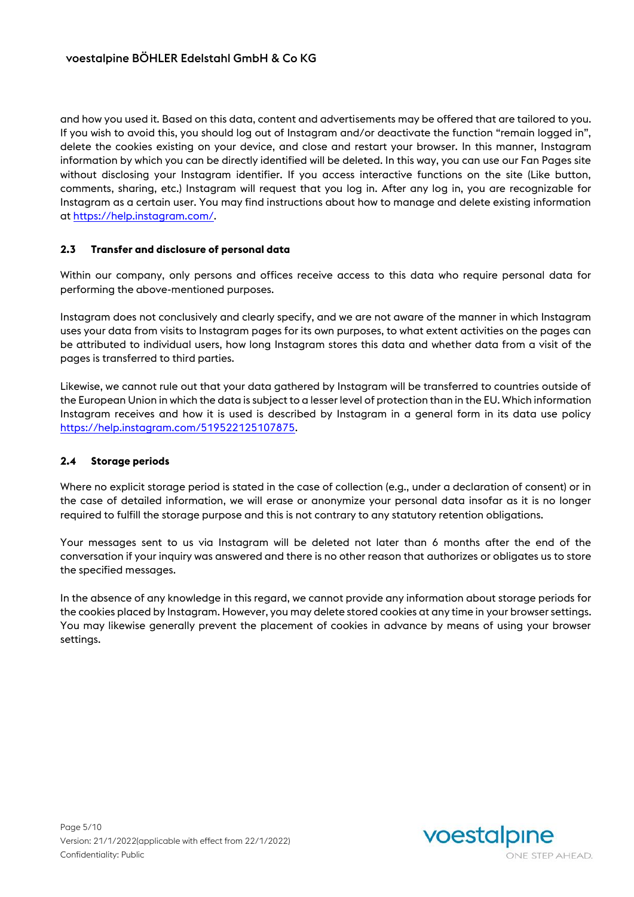and how you used it. Based on this data, content and advertisements may be offered that are tailored to you. If you wish to avoid this, you should log out of Instagram and/or deactivate the function "remain logged in", delete the cookies existing on your device, and close and restart your browser. In this manner, Instagram information by which you can be directly identified will be deleted. In this way, you can use our Fan Pages site without disclosing your Instagram identifier. If you access interactive functions on the site (Like button, comments, sharing, etc.) Instagram will request that you log in. After any log in, you are recognizable for Instagram as a certain user. You may find instructions about how to manage and delete existing information at https://help.instagram.com/.

### 2.3 Transfer and disclosure of personal data

Within our company, only persons and offices receive access to this data who require personal data for performing the above-mentioned purposes.

Instagram does not conclusively and clearly specify, and we are not aware of the manner in which Instagram uses your data from visits to Instagram pages for its own purposes, to what extent activities on the pages can be attributed to individual users, how long Instagram stores this data and whether data from a visit of the pages is transferred to third parties.

Likewise, we cannot rule out that your data gathered by Instagram will be transferred to countries outside of the European Union in which the data is subject to a lesser level of protection than in the EU. Which information Instagram receives and how it is used is described by Instagram in a general form in its data use policy https://help.instagram.com/519522125107875.

### 2.4 Storage periods

Where no explicit storage period is stated in the case of collection (e.g., under a declaration of consent) or in the case of detailed information, we will erase or anonymize your personal data insofar as it is no longer required to fulfill the storage purpose and this is not contrary to any statutory retention obligations.

Your messages sent to us via Instagram will be deleted not later than 6 months after the end of the conversation if your inquiry was answered and there is no other reason that authorizes or obligates us to store the specified messages.

In the absence of any knowledge in this regard, we cannot provide any information about storage periods for the cookies placed by Instagram. However, you may delete stored cookies at any time in your browser settings. You may likewise generally prevent the placement of cookies in advance by means of using your browser settings.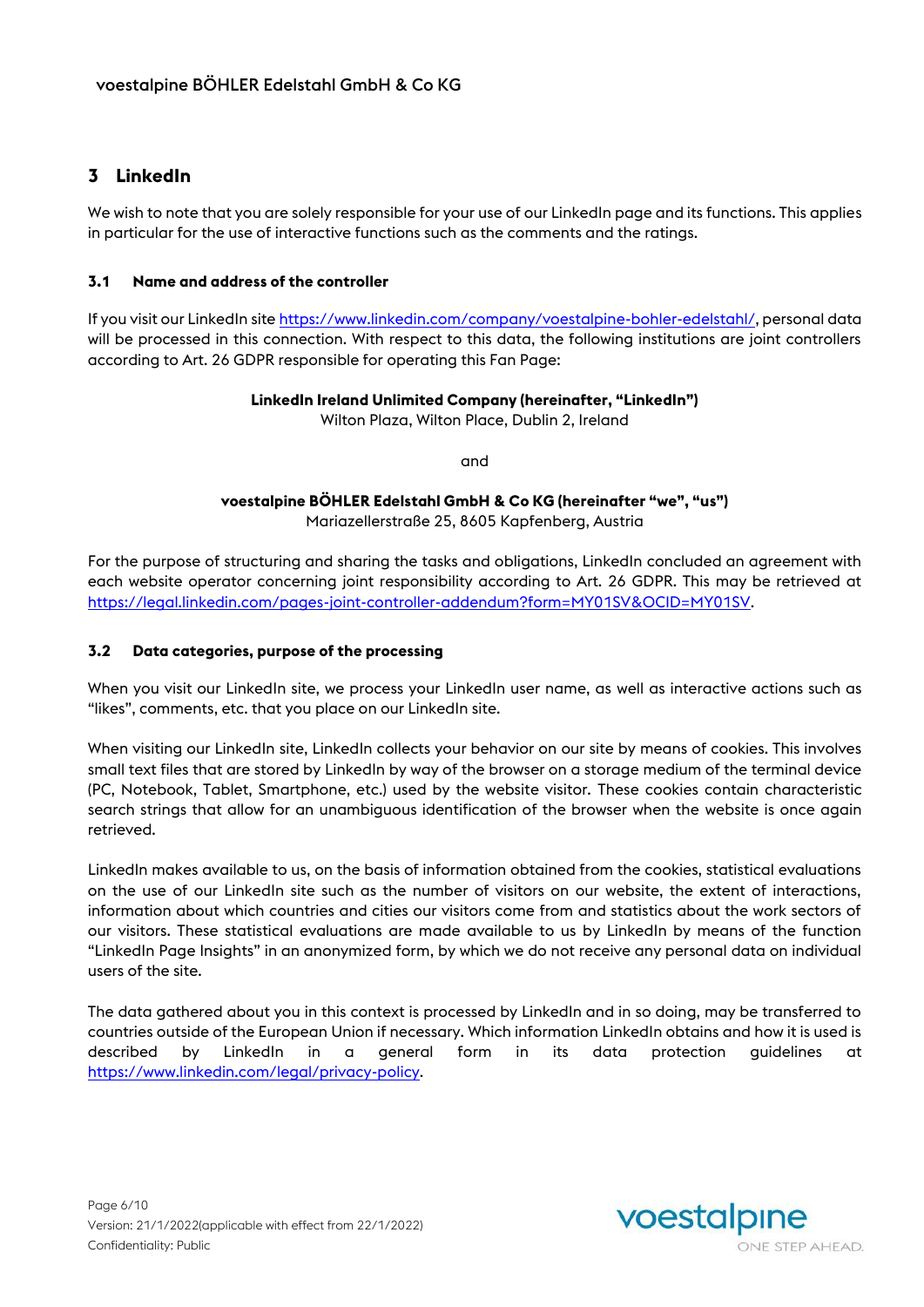## 3 LinkedIn

We wish to note that you are solely responsible for your use of our LinkedIn page and its functions. This applies in particular for the use of interactive functions such as the comments and the ratings.

### 3.1 Name and address of the controller

If you visit our LinkedIn site https://www.linkedin.com/company/voestalpine-bohler-edelstahl/, personal data will be processed in this connection. With respect to this data, the following institutions are joint controllers according to Art. 26 GDPR responsible for operating this Fan Page:

**LinkedIn Ireland Unlimited Company (hereinafter, "LinkedIn")**
Wilton Plaza, Wilton Place, Dublin 2, Ireland

and

**voestalpine BÖHLER Edelstahl GmbH & Co KG (hereinafter "we", "us")**
Mariazellerstraße 25, 8605 Kapfenberg, Austria

For the purpose of structuring and sharing the tasks and obligations, LinkedIn concluded an agreement with each website operator concerning joint responsibility according to Art. 26 GDPR. This may be retrieved at https://legal.linkedin.com/pages-joint-controller-addendum?form=MY01SV&OCID=MY01SV.

### 3.2 Data categories, purpose of the processing

When you visit our LinkedIn site, we process your LinkedIn user name, as well as interactive actions such as "likes", comments, etc. that you place on our LinkedIn site.

When visiting our LinkedIn site, LinkedIn collects your behavior on our site by means of cookies. This involves small text files that are stored by LinkedIn by way of the browser on a storage medium of the terminal device (PC, Notebook, Tablet, Smartphone, etc.) used by the website visitor. These cookies contain characteristic search strings that allow for an unambiguous identification of the browser when the website is once again retrieved.

LinkedIn makes available to us, on the basis of information obtained from the cookies, statistical evaluations on the use of our LinkedIn site such as the number of visitors on our website, the extent of interactions, information about which countries and cities our visitors come from and statistics about the work sectors of our visitors. These statistical evaluations are made available to us by LinkedIn by means of the function "LinkedIn Page Insights" in an anonymized form, by which we do not receive any personal data on individual users of the site.

The data gathered about you in this context is processed by LinkedIn and in so doing, may be transferred to countries outside of the European Union if necessary. Which information LinkedIn obtains and how it is used is described by LinkedIn in a general form in its data protection guidelines at https://www.linkedin.com/legal/privacy-policy.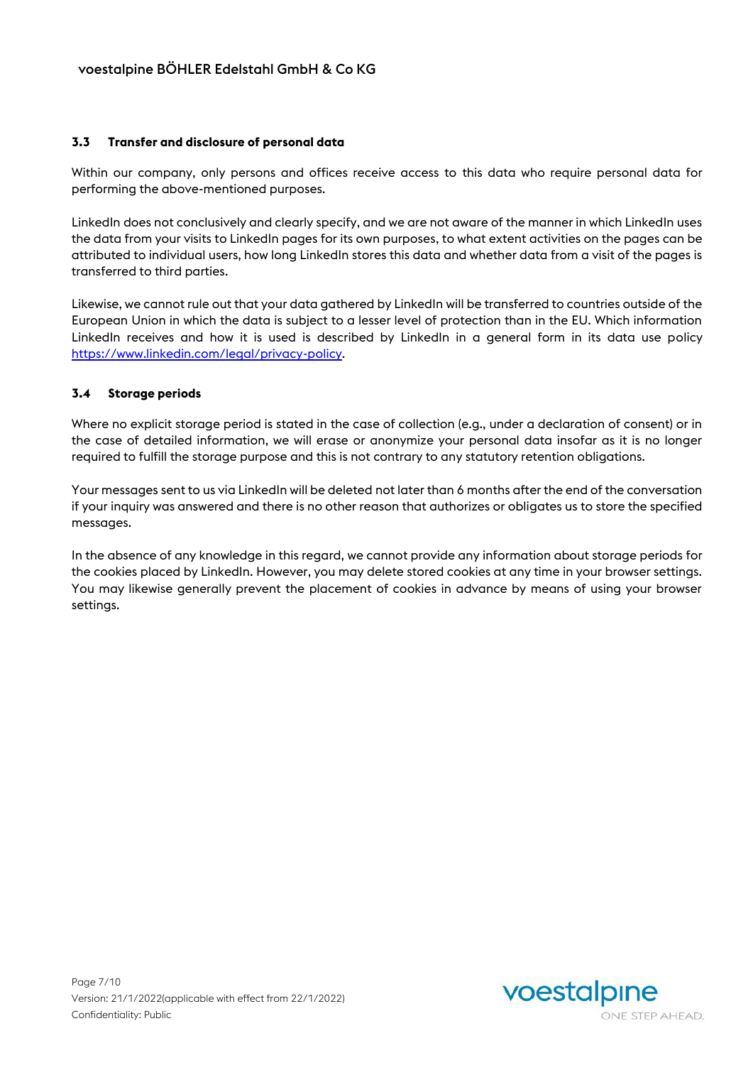### 3.3 Transfer and disclosure of personal data

Within our company, only persons and offices receive access to this data who require personal data for performing the above-mentioned purposes.

LinkedIn does not conclusively and clearly specify, and we are not aware of the manner in which LinkedIn uses the data from your visits to LinkedIn pages for its own purposes, to what extent activities on the pages can be attributed to individual users, how long LinkedIn stores this data and whether data from a visit of the pages is transferred to third parties.

Likewise, we cannot rule out that your data gathered by LinkedIn will be transferred to countries outside of the European Union in which the data is subject to a lesser level of protection than in the EU. Which information LinkedIn receives and how it is used is described by LinkedIn in a general form in its data use policy [https://www.linkedin.com/legal/privacy-policy](https://www.linkedin.com/legal/privacy-policy).

### 3.4 Storage periods

Where no explicit storage period is stated in the case of collection (e.g., under a declaration of consent) or in the case of detailed information, we will erase or anonymize your personal data insofar as it is no longer required to fulfill the storage purpose and this is not contrary to any statutory retention obligations.

Your messages sent to us via LinkedIn will be deleted not later than 6 months after the end of the conversation if your inquiry was answered and there is no other reason that authorizes or obligates us to store the specified messages.

In the absence of any knowledge in this regard, we cannot provide any information about storage periods for the cookies placed by LinkedIn. However, you may delete stored cookies at any time in your browser settings. You may likewise generally prevent the placement of cookies in advance by means of using your browser settings.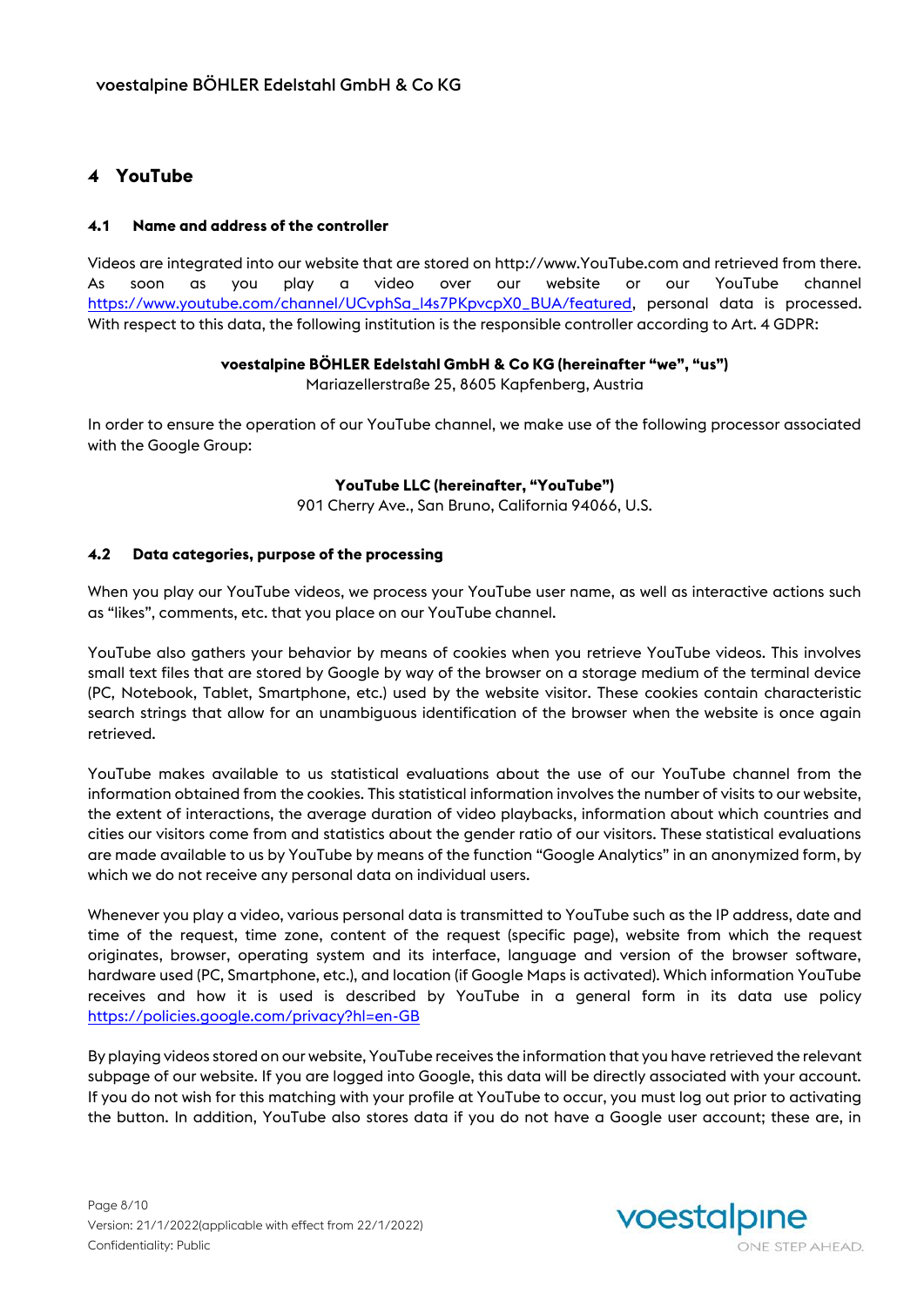## 4 YouTube

### 4.1 Name and address of the controller

Videos are integrated into our website that are stored on http://www.YouTube.com and retrieved from there. As soon as you play a video over our website or our YouTube channel https://www.youtube.com/channel/UCvphSa_l4s7PKpvcpX0_BUA/featured, personal data is processed. With respect to this data, the following institution is the responsible controller according to Art. 4 GDPR:

**voestalpine BÖHLER Edelstahl GmbH & Co KG (hereinafter "we", "us")**
Mariazellerstraße 25, 8605 Kapfenberg, Austria

In order to ensure the operation of our YouTube channel, we make use of the following processor associated with the Google Group:

**YouTube LLC (hereinafter, "YouTube")**
901 Cherry Ave., San Bruno, California 94066, U.S.

### 4.2 Data categories, purpose of the processing

When you play our YouTube videos, we process your YouTube user name, as well as interactive actions such as "likes", comments, etc. that you place on our YouTube channel.

YouTube also gathers your behavior by means of cookies when you retrieve YouTube videos. This involves small text files that are stored by Google by way of the browser on a storage medium of the terminal device (PC, Notebook, Tablet, Smartphone, etc.) used by the website visitor. These cookies contain characteristic search strings that allow for an unambiguous identification of the browser when the website is once again retrieved.

YouTube makes available to us statistical evaluations about the use of our YouTube channel from the information obtained from the cookies. This statistical information involves the number of visits to our website, the extent of interactions, the average duration of video playbacks, information about which countries and cities our visitors come from and statistics about the gender ratio of our visitors. These statistical evaluations are made available to us by YouTube by means of the function "Google Analytics" in an anonymized form, by which we do not receive any personal data on individual users.

Whenever you play a video, various personal data is transmitted to YouTube such as the IP address, date and time of the request, time zone, content of the request (specific page), website from which the request originates, browser, operating system and its interface, language and version of the browser software, hardware used (PC, Smartphone, etc.), and location (if Google Maps is activated). Which information YouTube receives and how it is used is described by YouTube in a general form in its data use policy https://policies.google.com/privacy?hl=en-GB

By playing videos stored on our website, YouTube receives the information that you have retrieved the relevant subpage of our website. If you are logged into Google, this data will be directly associated with your account. If you do not wish for this matching with your profile at YouTube to occur, you must log out prior to activating the button. In addition, YouTube also stores data if you do not have a Google user account; these are, in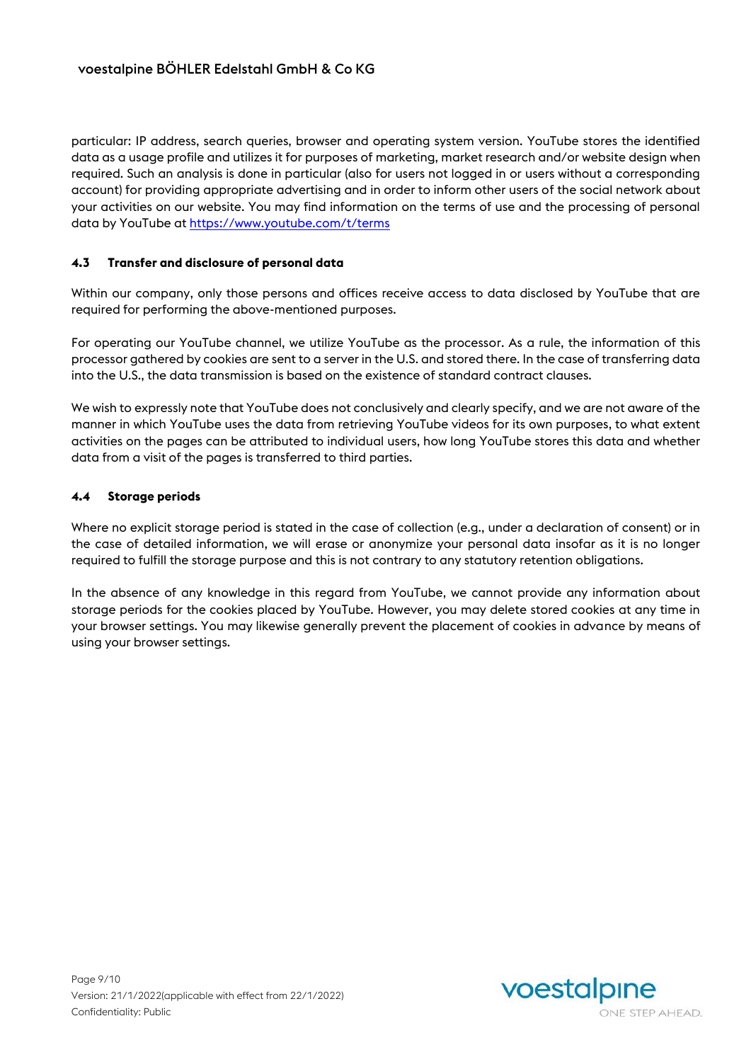particular: IP address, search queries, browser and operating system version. YouTube stores the identified data as a usage profile and utilizes it for purposes of marketing, market research and/or website design when required. Such an analysis is done in particular (also for users not logged in or users without a corresponding account) for providing appropriate advertising and in order to inform other users of the social network about your activities on our website. You may find information on the terms of use and the processing of personal data by YouTube at [https://www.youtube.com/t/terms](https://www.youtube.com/t/terms)

### 4.3 Transfer and disclosure of personal data

Within our company, only those persons and offices receive access to data disclosed by YouTube that are required for performing the above-mentioned purposes.

For operating our YouTube channel, we utilize YouTube as the processor. As a rule, the information of this processor gathered by cookies are sent to a server in the U.S. and stored there. In the case of transferring data into the U.S., the data transmission is based on the existence of standard contract clauses.

We wish to expressly note that YouTube does not conclusively and clearly specify, and we are not aware of the manner in which YouTube uses the data from retrieving YouTube videos for its own purposes, to what extent activities on the pages can be attributed to individual users, how long YouTube stores this data and whether data from a visit of the pages is transferred to third parties.

### 4.4 Storage periods

Where no explicit storage period is stated in the case of collection (e.g., under a declaration of consent) or in the case of detailed information, we will erase or anonymize your personal data insofar as it is no longer required to fulfill the storage purpose and this is not contrary to any statutory retention obligations.

In the absence of any knowledge in this regard from YouTube, we cannot provide any information about storage periods for the cookies placed by YouTube. However, you may delete stored cookies at any time in your browser settings. You may likewise generally prevent the placement of cookies in advance by means of using your browser settings.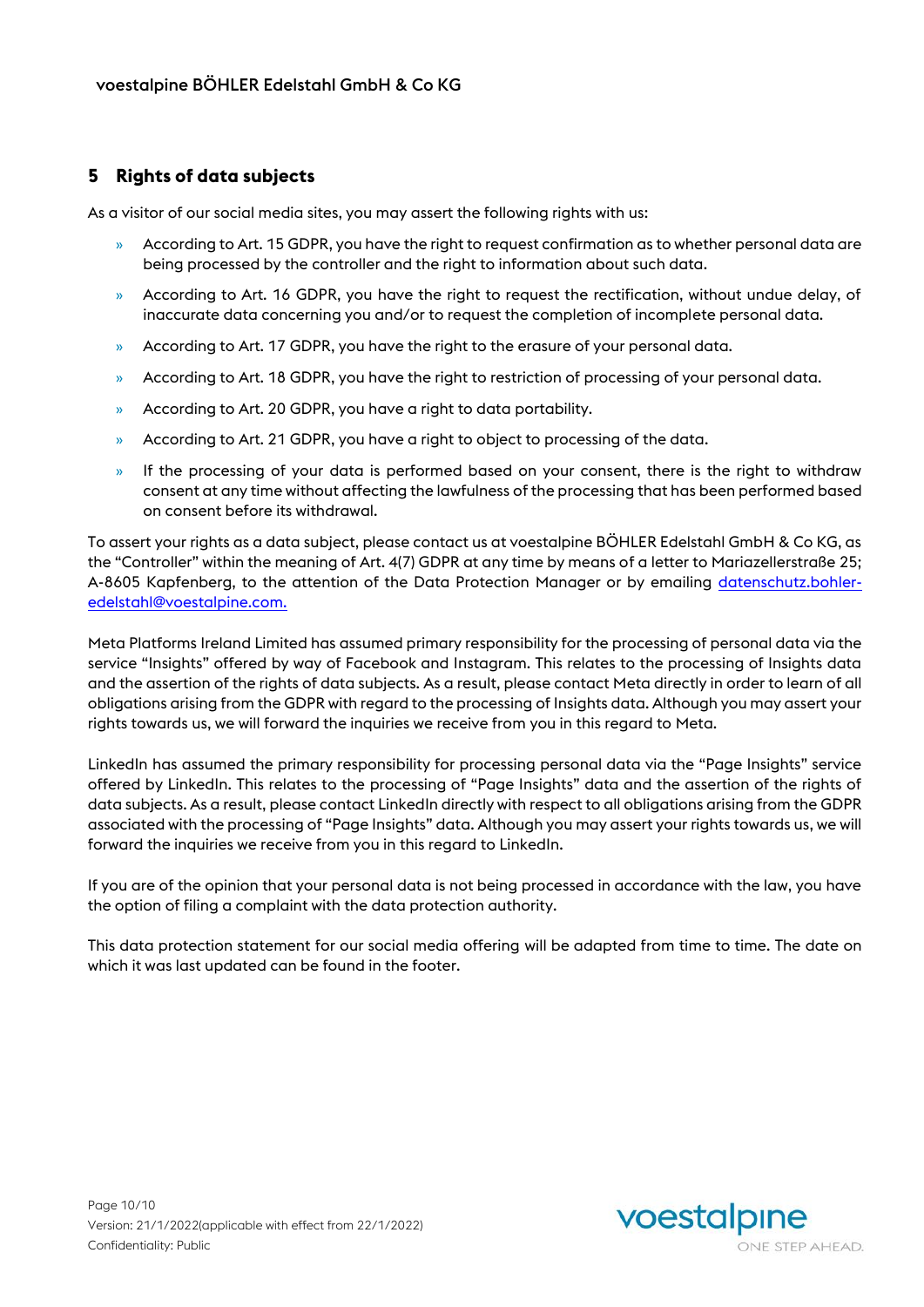## 5 Rights of data subjects

As a visitor of our social media sites, you may assert the following rights with us:

- According to Art. 15 GDPR, you have the right to request confirmation as to whether personal data are being processed by the controller and the right to information about such data.
- According to Art. 16 GDPR, you have the right to request the rectification, without undue delay, of inaccurate data concerning you and/or to request the completion of incomplete personal data.
- According to Art. 17 GDPR, you have the right to the erasure of your personal data.
- According to Art. 18 GDPR, you have the right to restriction of processing of your personal data.
- According to Art. 20 GDPR, you have a right to data portability.
- According to Art. 21 GDPR, you have a right to object to processing of the data.
- If the processing of your data is performed based on your consent, there is the right to withdraw consent at any time without affecting the lawfulness of the processing that has been performed based on consent before its withdrawal.

To assert your rights as a data subject, please contact us at voestalpine BÖHLER Edelstahl GmbH & Co KG, as the "Controller" within the meaning of Art. 4(7) GDPR at any time by means of a letter to Mariazellerstraße 25; A-8605 Kapfenberg, to the attention of the Data Protection Manager or by emailing datenschutz.bohler-edelstahl@voestalpine.com.

Meta Platforms Ireland Limited has assumed primary responsibility for the processing of personal data via the service "Insights" offered by way of Facebook and Instagram. This relates to the processing of Insights data and the assertion of the rights of data subjects. As a result, please contact Meta directly in order to learn of all obligations arising from the GDPR with regard to the processing of Insights data. Although you may assert your rights towards us, we will forward the inquiries we receive from you in this regard to Meta.

LinkedIn has assumed the primary responsibility for processing personal data via the "Page Insights" service offered by LinkedIn. This relates to the processing of "Page Insights" data and the assertion of the rights of data subjects. As a result, please contact LinkedIn directly with respect to all obligations arising from the GDPR associated with the processing of "Page Insights" data. Although you may assert your rights towards us, we will forward the inquiries we receive from you in this regard to LinkedIn.

If you are of the opinion that your personal data is not being processed in accordance with the law, you have the option of filing a complaint with the data protection authority.

This data protection statement for our social media offering will be adapted from time to time. The date on which it was last updated can be found in the footer.

Version: 21/1/2022(applicable with effect from 22/1/2022)
Confidentiality: Public